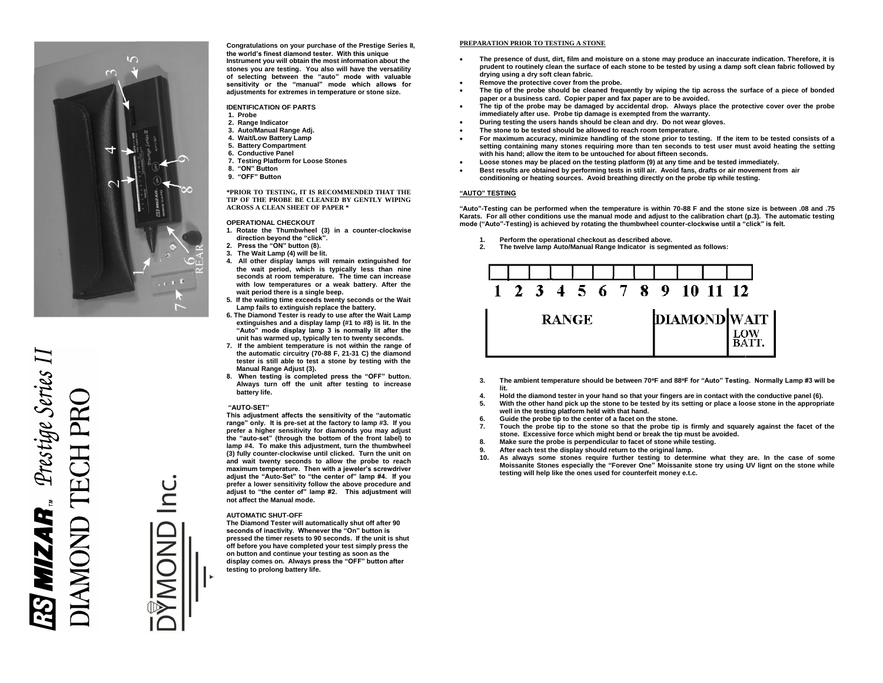**RS MIZAR™ Prestige Series II**

# DIAMOND TECH PRO

DYMOND Inc.

**Congratulations on your purchase of the Prestige Series II, the world's finest diamond tester. With this unique Instrument you will obtain the most information about the stones you are testing. You also will have the versatility of selecting between the "auto" mode with valuable sensitivity or the "manual" mode which allows for adjustments for extremes in temperature or stone size.**

### IDENTIFICATION OF PARTS

1. Probe
2. Range Indicator
3. Auto/Manual Range Adj.
4. Wait/Low Battery Lamp
5. Battery Compartment
6. Conductive Panel
7. Testing Platform for Loose Stones
8. "ON" Button
9. "OFF" Button

**\*PRIOR TO TESTING, IT IS RECOMMENDED THAT THE TIP OF THE PROBE BE CLEANED BY GENTLY WIPING ACROSS A CLEAN SHEET OF PAPER \***

### OPERATIONAL CHECKOUT

1. Rotate the Thumbwheel (3) in a counter-clockwise direction beyond the "click".
2. Press the "ON" button (8).
3. The Wait Lamp (4) will be lit.
4. All other display lamps will remain extinguished for the wait period, which is typically less than nine seconds at room temperature. The time can increase with low temperatures or a weak battery. After the wait period there is a single beep.
5. If the waiting time exceeds twenty seconds or the Wait Lamp fails to extinguish replace the battery.
6. The Diamond Tester is ready to use after the Wait Lamp extinguishes and a display lamp (#1 to #8) is lit. In the "Auto" mode display lamp 3 is normally lit after the unit has warmed up, typically ten to twenty seconds.
7. If the ambient temperature is not within the range of the automatic circuitry (70-88 F, 21-31 C) the diamond tester is still able to test a stone by testing with the Manual Range Adjust (3).
8. When testing is completed press the "OFF" button. Always turn off the unit after testing to increase battery life.

### "AUTO-SET"

This adjustment affects the sensitivity of the "automatic range" only. It is pre-set at the factory to lamp #3. If you prefer a higher sensitivity for diamonds you may adjust the "auto-set" (through the bottom of the front label) to lamp #4. To make this adjustment, turn the thumbwheel (3) fully counter-clockwise until clicked. Turn the unit on and wait twenty seconds to allow the probe to reach maximum temperature. Then with a jeweler's screwdriver adjust the "Auto-Set" to "the center of" lamp #4. If you prefer a lower sensitivity follow the above procedure and adjust to "the center of" lamp #2. This adjustment will not affect the Manual mode.

### AUTOMATIC SHUT-OFF

The Diamond Tester will automatically shut off after 90 seconds of inactivity. Whenever the "On" button is pressed the timer resets to 90 seconds. If the unit is shut off before you have completed your test simply press the on button and continue your testing as soon as the display comes on. Always press the "OFF" button after testing to prolong battery life.

### PREPARATION PRIOR TO TESTING A STONE

- The presence of dust, dirt, film and moisture on a stone may produce an inaccurate indication. Therefore, it is prudent to routinely clean the surface of each stone to be tested by using a damp soft clean fabric followed by drying using a dry soft clean fabric.
- Remove the protective cover from the probe.
- The tip of the probe should be cleaned frequently by wiping the tip across the surface of a piece of bonded paper or a business card. Copier paper and fax paper are to be avoided.
- The tip of the probe may be damaged by accidental drop. Always place the protective cover over the probe immediately after use. Probe tip damage is exempted from the warranty.
- During testing the users hands should be clean and dry. Do not wear gloves.
- The stone to be tested should be allowed to reach room temperature.
- For maximum accuracy, minimize handling of the stone prior to testing. If the item to be tested consists of a setting containing many stones requiring more than ten seconds to test user must avoid heating the setting with his hand; allow the item to be untouched for about fifteen seconds.
- Loose stones may be placed on the testing platform (9) at any time and be tested immediately.
- Best results are obtained by performing tests in still air. Avoid fans, drafts or air movement from air conditioning or heating sources. Avoid breathing directly on the probe tip while testing.

### "AUTO" TESTING

"Auto"-Testing can be performed when the temperature is within 70-88 F and the stone size is between .08 and .75 Karats. For all other conditions use the manual mode and adjust to the calibration chart (p.3). The automatic testing mode ("Auto"-Testing) is achieved by rotating the thumbwheel counter-clockwise until a "click" is felt.

1. Perform the operational checkout as described above.
2. The twelve lamp Auto/Manual Range Indicator is segmented as follows:

| 1 | 2 | 3 | 4 | 5 | 6 | 7 | 8 | 9 | 10 | 11 | 12 |
|---|---|---|---|---|---|---|---|---|---|---|---|
| RANGE | | | | | | | | DIAMOND | | WAIT / LOW BATT. | |

3. The ambient temperature should be between 70ºF and 88ºF for "Auto" Testing. Normally Lamp #3 will be lit.
4. Hold the diamond tester in your hand so that your fingers are in contact with the conductive panel (6).
5. With the other hand pick up the stone to be tested by its setting or place a loose stone in the appropriate well in the testing platform held with that hand.
6. Guide the probe tip to the center of a facet on the stone.
7. Touch the probe tip to the stone so that the probe tip is firmly and squarely against the facet of the stone. Excessive force which might bend or break the tip must be avoided.
8. Make sure the probe is perpendicular to facet of stone while testing.
9. After each test the display should return to the original lamp.
10. As always some stones require further testing to determine what they are. In the case of some Moissanite Stones especially the "Forever One" Moissanite stone try using UV lignt on the stone while testing will help like the ones used for counterfeit money e.t.c.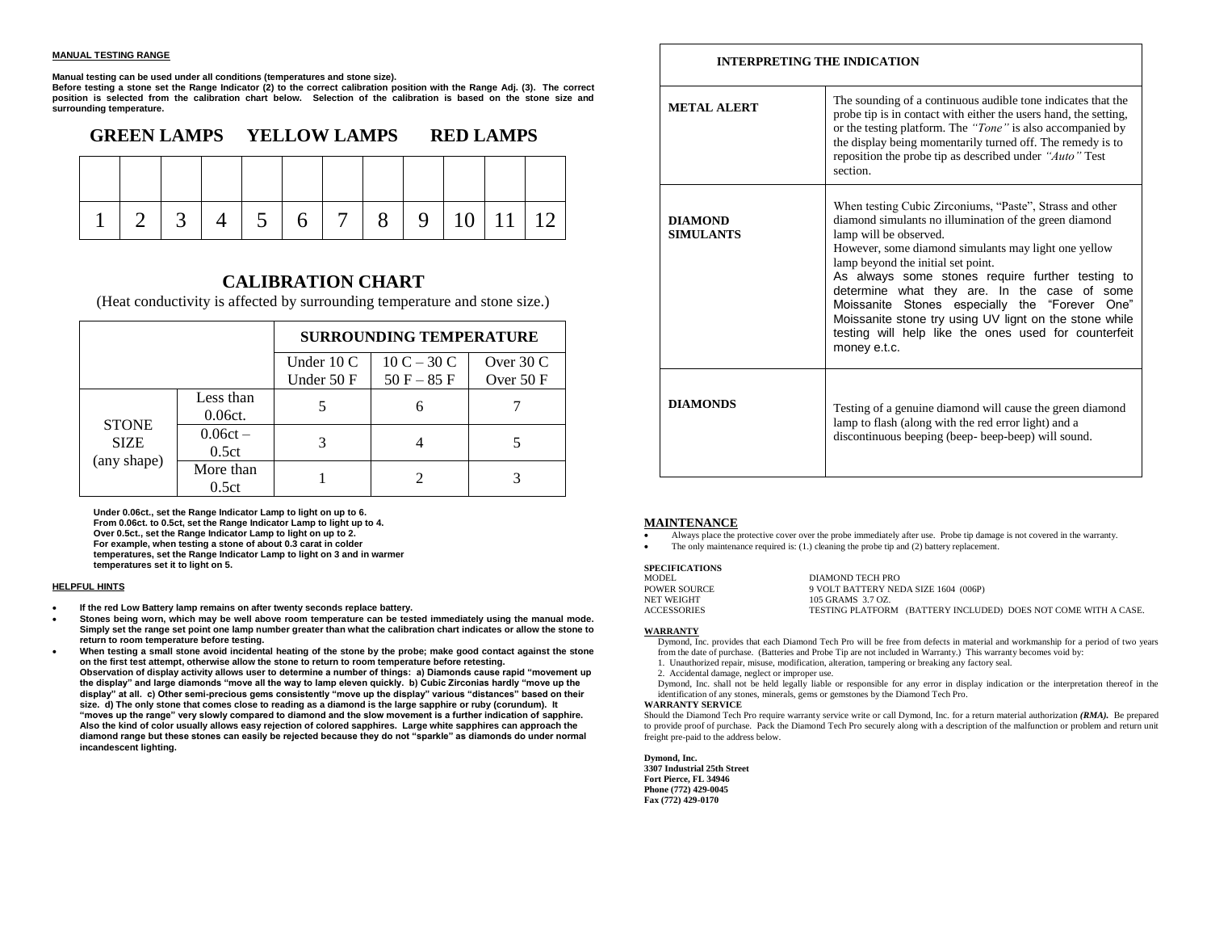#### MANUAL TESTING RANGE

**Manual testing can be used under all conditions (temperatures and stone size).**
**Before testing a stone set the Range Indicator (2) to the correct calibration position with the Range Adj. (3). The correct position is selected from the calibration chart below. Selection of the calibration is based on the stone size and surrounding temperature.**

## GREEN LAMPS YELLOW LAMPS RED LAMPS

| | | | | | | | | | | | |
|---|---|---|---|---|---|---|---|---|---|---|---|
| | | | | | | | | | | | |
| 1 | 2 | 3 | 4 | 5 | 6 | 7 | 8 | 9 | 10 | 11 | 12 |

## CALIBRATION CHART

(Heat conductivity is affected by surrounding temperature and stone size.)

| | | SURROUNDING TEMPERATURE | | |
|---|---|---|---|---|
| | | Under 10 C Under 50 F | 10 C – 30 C 50 F – 85 F | Over 30 C Over 50 F |
| STONE SIZE (any shape) | Less than 0.06ct. | 5 | 6 | 7 |
| | 0.06ct – 0.5ct | 3 | 4 | 5 |
| | More than 0.5ct | 1 | 2 | 3 |

**Under 0.06ct., set the Range Indicator Lamp to light on up to 6.**
**From 0.06ct. to 0.5ct, set the Range Indicator Lamp to light up to 4.**
**Over 0.5ct., set the Range Indicator Lamp to light on up to 2.**
**For example, when testing a stone of about 0.3 carat in colder temperatures, set the Range Indicator Lamp to light on 3 and in warmer temperatures set it to light on 5.**

#### HELPFUL HINTS

- **If the red Low Battery lamp remains on after twenty seconds replace battery.**
- **Stones being worn, which may be well above room temperature can be tested immediately using the manual mode. Simply set the range set point one lamp number greater than what the calibration chart indicates or allow the stone to return to room temperature before testing.**
- **When testing a small stone avoid incidental heating of the stone by the probe; make good contact against the stone on the first test attempt, otherwise allow the stone to return to room temperature before retesting.**
  **Observation of display activity allows user to determine a number of things: a) Diamonds cause rapid "movement up the display" and large diamonds "move all the way to lamp eleven quickly. b) Cubic Zirconias hardly "move up the display" at all. c) Other semi-precious gems consistently "move up the display" various "distances" based on their size. d) The only stone that comes close to reading as a diamond is the large sapphire or ruby (corundum). It "moves up the range" very slowly compared to diamond and the slow movement is a further indication of sapphire. Also the kind of color usually allows easy rejection of colored sapphires. Large white sapphires can approach the diamond range but these stones can easily be rejected because they do not "sparkle" as diamonds do under normal incandescent lighting.**

| INTERPRETING THE INDICATION | |
|---|---|
| **METAL ALERT** | The sounding of a continuous audible tone indicates that the probe tip is in contact with either the users hand, the setting, or the testing platform. The *"Tone"* is also accompanied by the display being momentarily turned off. The remedy is to reposition the probe tip as described under *"Auto"* Test section. |
| **DIAMOND SIMULANTS** | When testing Cubic Zirconiums, "Paste", Strass and other diamond simulants no illumination of the green diamond lamp will be observed. However, some diamond simulants may light one yellow lamp beyond the initial set point. As always some stones require further testing to determine what they are. In the case of some Moissanite Stones especially the "Forever One" Moissanite stone try using UV lignt on the stone while testing will help like the ones used for counterfeit money e.t.c. |
| **DIAMONDS** | Testing of a genuine diamond will cause the green diamond lamp to flash (along with the red error light) and a discontinuous beeping (beep- beep-beep) will sound. |

## MAINTENANCE

- Always place the protective cover over the probe immediately after use. Probe tip damage is not covered in the warranty.
- The only maintenance required is: (1.) cleaning the probe tip and (2) battery replacement.

**SPECIFICATIONS**

| | |
|---|---|
| MODEL | DIAMOND TECH PRO |
| POWER SOURCE | 9 VOLT BATTERY NEDA SIZE 1604 (006P) |
| NET WEIGHT | 105 GRAMS 3.7 OZ. |
| ACCESSORIES | TESTING PLATFORM (BATTERY INCLUDED) DOES NOT COME WITH A CASE. |

**WARRANTY**

Dymond, Inc. provides that each Diamond Tech Pro will be free from defects in material and workmanship for a period of two years from the date of purchase. (Batteries and Probe Tip are not included in Warranty.) This warranty becomes void by:

1. Unauthorized repair, misuse, modification, alteration, tampering or breaking any factory seal.
2. Accidental damage, neglect or improper use.

Dymond, Inc. shall not be held legally liable or responsible for any error in display indication or the interpretation thereof in the identification of any stones, minerals, gems or gemstones by the Diamond Tech Pro.

**WARRANTY SERVICE**

Should the Diamond Tech Pro require warranty service write or call Dymond, Inc. for a return material authorization ***(RMA).*** Be prepared to provide proof of purchase. Pack the Diamond Tech Pro securely along with a description of the malfunction or problem and return unit freight pre-paid to the address below.

**Dymond, Inc.**
**3307 Industrial 25th Street**
**Fort Pierce, FL 34946**
**Phone (772) 429-0045**
**Fax (772) 429-0170**